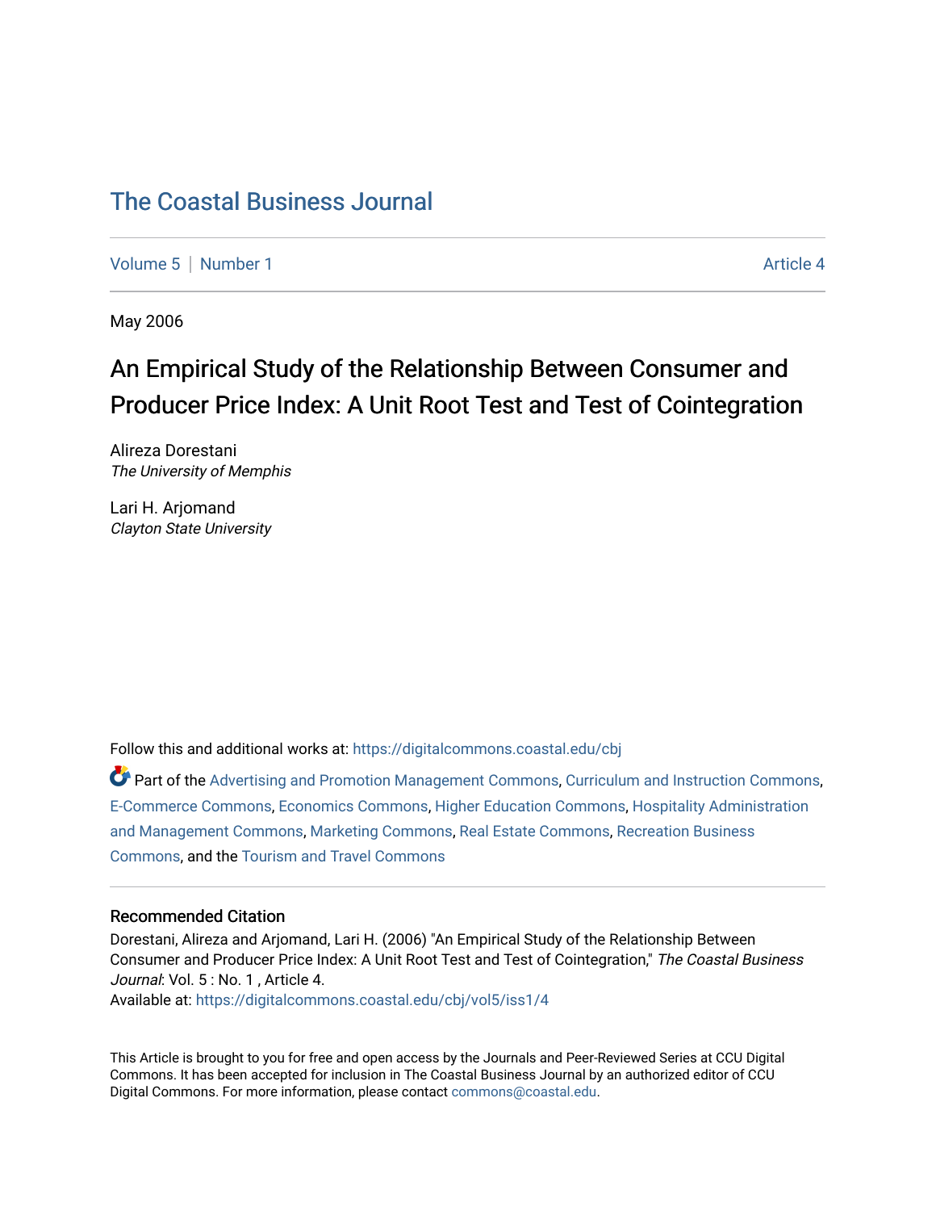# The Coastal Business Journal

Volume 5 | Number 1 | Article 4

May 2006

## An Empirical Study of the Relationship Between Consumer and Producer Price Index: A Unit Root Test and Test of Cointegration

Alireza Dorestani
*The University of Memphis*

Lari H. Arjomand
*Clayton State University*

Follow this and additional works at: https://digitalcommons.coastal.edu/cbj

Part of the Advertising and Promotion Management Commons, Curriculum and Instruction Commons, E-Commerce Commons, Economics Commons, Higher Education Commons, Hospitality Administration and Management Commons, Marketing Commons, Real Estate Commons, Recreation Business Commons, and the Tourism and Travel Commons

### Recommended Citation

Dorestani, Alireza and Arjomand, Lari H. (2006) "An Empirical Study of the Relationship Between Consumer and Producer Price Index: A Unit Root Test and Test of Cointegration," *The Coastal Business Journal*: Vol. 5 : No. 1 , Article 4.
Available at: https://digitalcommons.coastal.edu/cbj/vol5/iss1/4

This Article is brought to you for free and open access by the Journals and Peer-Reviewed Series at CCU Digital Commons. It has been accepted for inclusion in The Coastal Business Journal by an authorized editor of CCU Digital Commons. For more information, please contact commons@coastal.edu.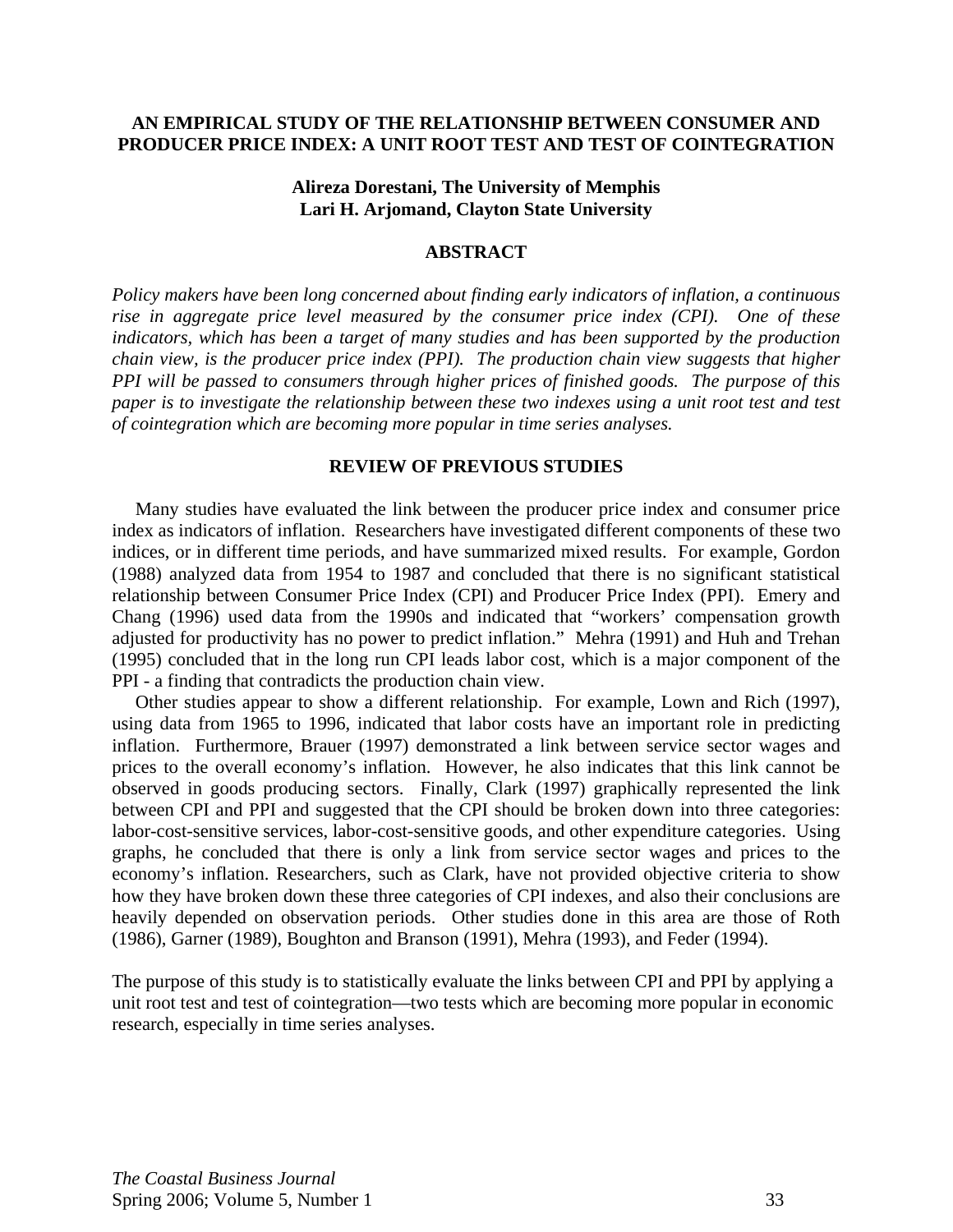# AN EMPIRICAL STUDY OF THE RELATIONSHIP BETWEEN CONSUMER AND PRODUCER PRICE INDEX: A UNIT ROOT TEST AND TEST OF COINTEGRATION

**Alireza Dorestani, The University of Memphis**
**Lari H. Arjomand, Clayton State University**

## ABSTRACT

*Policy makers have been long concerned about finding early indicators of inflation, a continuous rise in aggregate price level measured by the consumer price index (CPI). One of these indicators, which has been a target of many studies and has been supported by the production chain view, is the producer price index (PPI). The production chain view suggests that higher PPI will be passed to consumers through higher prices of finished goods. The purpose of this paper is to investigate the relationship between these two indexes using a unit root test and test of cointegration which are becoming more popular in time series analyses.*

## REVIEW OF PREVIOUS STUDIES

Many studies have evaluated the link between the producer price index and consumer price index as indicators of inflation. Researchers have investigated different components of these two indices, or in different time periods, and have summarized mixed results. For example, Gordon (1988) analyzed data from 1954 to 1987 and concluded that there is no significant statistical relationship between Consumer Price Index (CPI) and Producer Price Index (PPI). Emery and Chang (1996) used data from the 1990s and indicated that "workers' compensation growth adjusted for productivity has no power to predict inflation." Mehra (1991) and Huh and Trehan (1995) concluded that in the long run CPI leads labor cost, which is a major component of the PPI - a finding that contradicts the production chain view.

Other studies appear to show a different relationship. For example, Lown and Rich (1997), using data from 1965 to 1996, indicated that labor costs have an important role in predicting inflation. Furthermore, Brauer (1997) demonstrated a link between service sector wages and prices to the overall economy's inflation. However, he also indicates that this link cannot be observed in goods producing sectors. Finally, Clark (1997) graphically represented the link between CPI and PPI and suggested that the CPI should be broken down into three categories: labor-cost-sensitive services, labor-cost-sensitive goods, and other expenditure categories. Using graphs, he concluded that there is only a link from service sector wages and prices to the economy's inflation. Researchers, such as Clark, have not provided objective criteria to show how they have broken down these three categories of CPI indexes, and also their conclusions are heavily depended on observation periods. Other studies done in this area are those of Roth (1986), Garner (1989), Boughton and Branson (1991), Mehra (1993), and Feder (1994).

The purpose of this study is to statistically evaluate the links between CPI and PPI by applying a unit root test and test of cointegration—two tests which are becoming more popular in economic research, especially in time series analyses.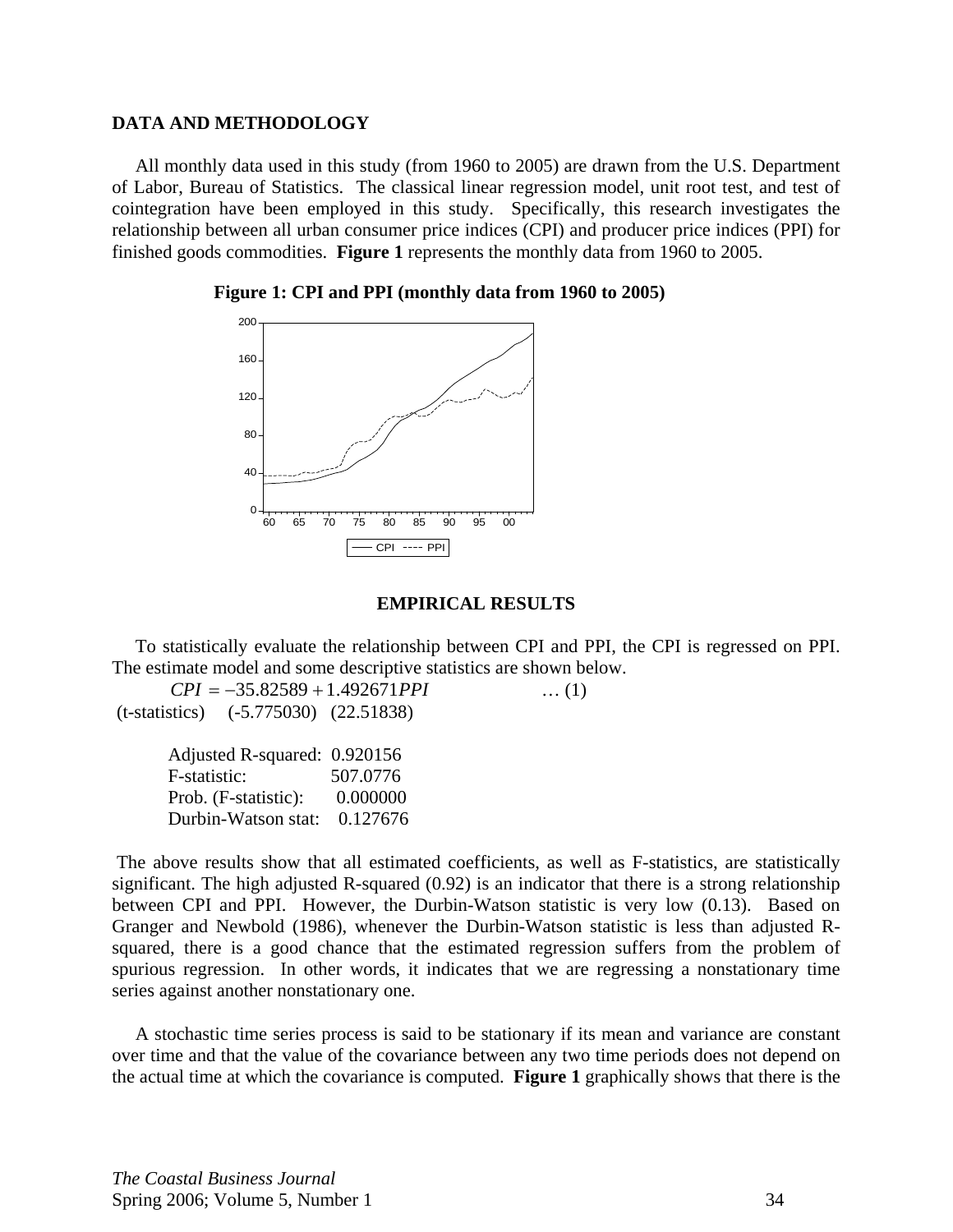## DATA AND METHODOLOGY

All monthly data used in this study (from 1960 to 2005) are drawn from the U.S. Department of Labor, Bureau of Statistics. The classical linear regression model, unit root test, and test of cointegration have been employed in this study. Specifically, this research investigates the relationship between all urban consumer price indices (CPI) and producer price indices (PPI) for finished goods commodities. **Figure 1** represents the monthly data from 1960 to 2005.

**Figure 1: CPI and PPI (monthly data from 1960 to 2005)**

## EMPIRICAL RESULTS

To statistically evaluate the relationship between CPI and PPI, the CPI is regressed on PPI. The estimate model and some descriptive statistics are shown below.

$$CPI = -35.82589 + 1.492671PPI \qquad \ldots (1)$$

(t-statistics) (-5.775030) (22.51838)

Adjusted R-squared: 0.920156
F-statistic: 507.0776
Prob. (F-statistic): 0.000000
Durbin-Watson stat: 0.127676

The above results show that all estimated coefficients, as well as F-statistics, are statistically significant. The high adjusted R-squared (0.92) is an indicator that there is a strong relationship between CPI and PPI. However, the Durbin-Watson statistic is very low (0.13). Based on Granger and Newbold (1986), whenever the Durbin-Watson statistic is less than adjusted R-squared, there is a good chance that the estimated regression suffers from the problem of spurious regression. In other words, it indicates that we are regressing a nonstationary time series against another nonstationary one.

A stochastic time series process is said to be stationary if its mean and variance are constant over time and that the value of the covariance between any two time periods does not depend on the actual time at which the covariance is computed. **Figure 1** graphically shows that there is the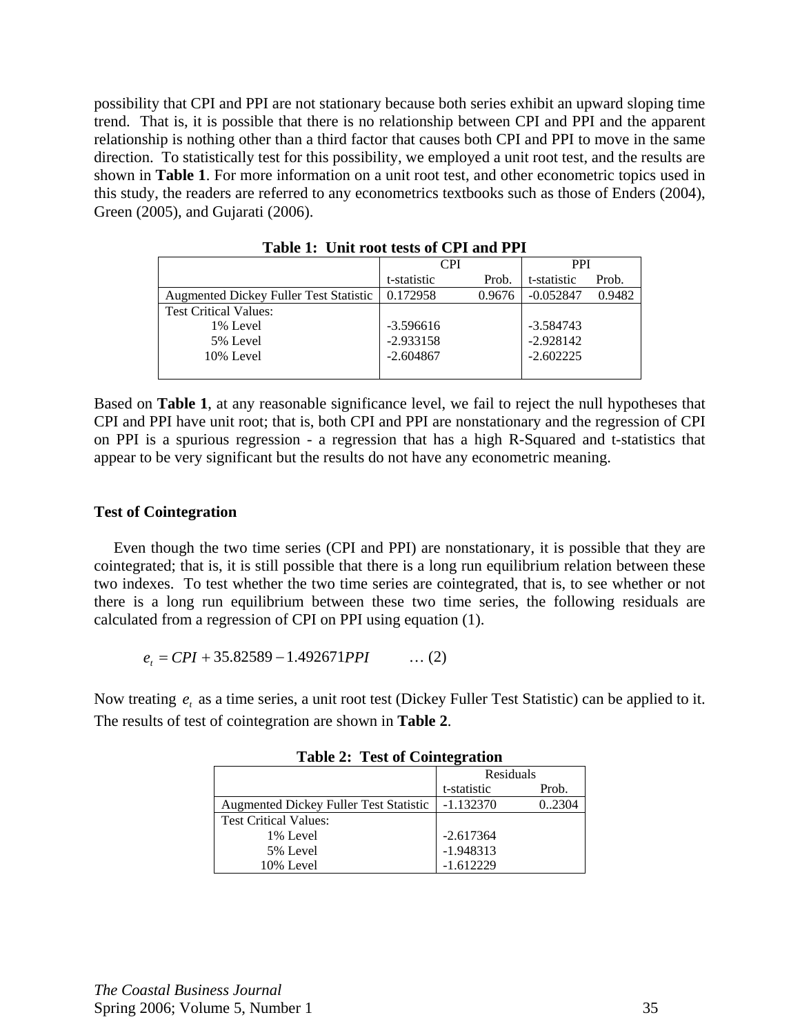possibility that CPI and PPI are not stationary because both series exhibit an upward sloping time trend. That is, it is possible that there is no relationship between CPI and PPI and the apparent relationship is nothing other than a third factor that causes both CPI and PPI to move in the same direction. To statistically test for this possibility, we employed a unit root test, and the results are shown in **Table 1**. For more information on a unit root test, and other econometric topics used in this study, the readers are referred to any econometrics textbooks such as those of Enders (2004), Green (2005), and Gujarati (2006).

**Table 1: Unit root tests of CPI and PPI**

| | CPI | | PPI | |
|---|---|---|---|---|
| | t-statistic | Prob. | t-statistic | Prob. |
| Augmented Dickey Fuller Test Statistic | 0.172958 | 0.9676 | -0.052847 | 0.9482 |
| Test Critical Values: | | | | |
| 1% Level | -3.596616 | | -3.584743 | |
| 5% Level | -2.933158 | | -2.928142 | |
| 10% Level | -2.604867 | | -2.602225 | |

Based on **Table 1**, at any reasonable significance level, we fail to reject the null hypotheses that CPI and PPI have unit root; that is, both CPI and PPI are nonstationary and the regression of CPI on PPI is a spurious regression - a regression that has a high R-Squared and t-statistics that appear to be very significant but the results do not have any econometric meaning.

### Test of Cointegration

Even though the two time series (CPI and PPI) are nonstationary, it is possible that they are cointegrated; that is, it is still possible that there is a long run equilibrium relation between these two indexes. To test whether the two time series are cointegrated, that is, to see whether or not there is a long run equilibrium between these two time series, the following residuals are calculated from a regression of CPI on PPI using equation (1).

$$e_t = CPI + 35.82589 - 1.492671PPI \qquad \ldots (2)$$

Now treating $e_t$ as a time series, a unit root test (Dickey Fuller Test Statistic) can be applied to it. The results of test of cointegration are shown in **Table 2**.

**Table 2: Test of Cointegration**

| | Residuals | |
|---|---|---|
| | t-statistic | Prob. |
| Augmented Dickey Fuller Test Statistic | -1.132370 | 0..2304 |
| Test Critical Values: | | |
| 1% Level | -2.617364 | |
| 5% Level | -1.948313 | |
| 10% Level | -1.612229 | |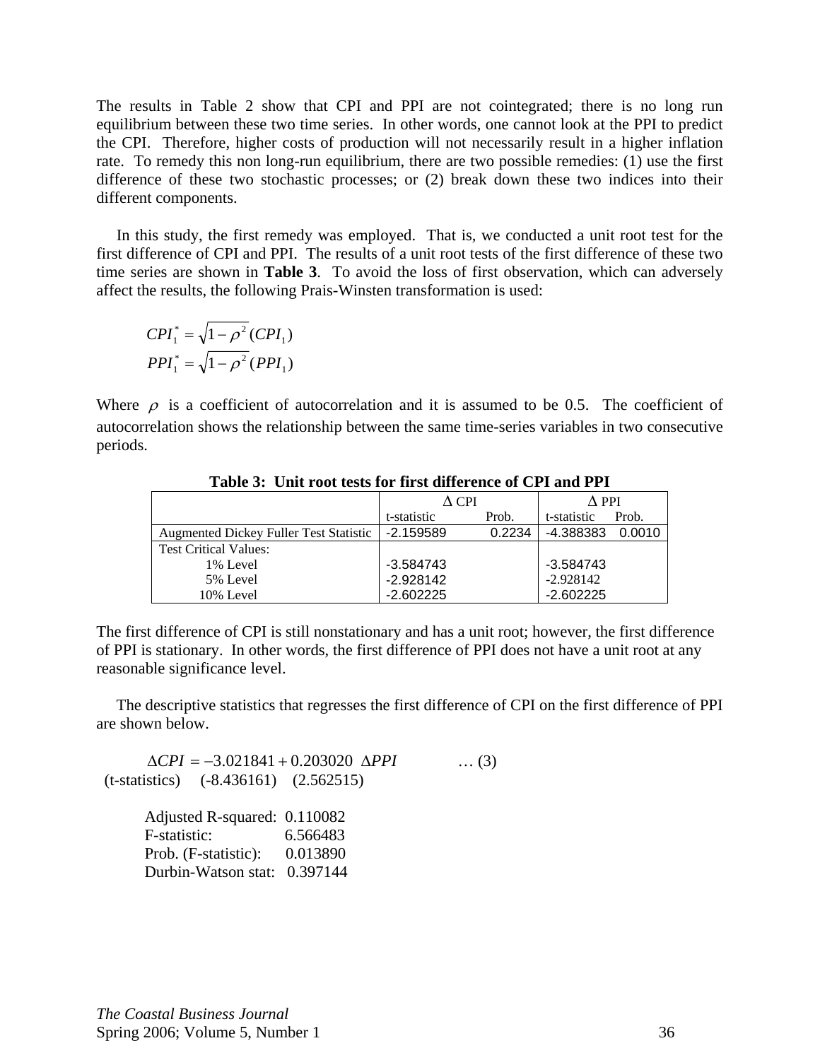The results in Table 2 show that CPI and PPI are not cointegrated; there is no long run equilibrium between these two time series. In other words, one cannot look at the PPI to predict the CPI. Therefore, higher costs of production will not necessarily result in a higher inflation rate. To remedy this non long-run equilibrium, there are two possible remedies: (1) use the first difference of these two stochastic processes; or (2) break down these two indices into their different components.

In this study, the first remedy was employed. That is, we conducted a unit root test for the first difference of CPI and PPI. The results of a unit root tests of the first difference of these two time series are shown in **Table 3**. To avoid the loss of first observation, which can adversely affect the results, the following Prais-Winsten transformation is used:

$$CPI_1^* = \sqrt{1-\rho^2}(CPI_1)$$
$$PPI_1^* = \sqrt{1-\rho^2}(PPI_1)$$

Where $\rho$ is a coefficient of autocorrelation and it is assumed to be 0.5. The coefficient of autocorrelation shows the relationship between the same time-series variables in two consecutive periods.

**Table 3: Unit root tests for first difference of CPI and PPI**

| | $\Delta$ CPI | | $\Delta$ PPI | |
|---|---|---|---|---|
| | t-statistic | Prob. | t-statistic | Prob. |
| Augmented Dickey Fuller Test Statistic | -2.159589 | 0.2234 | -4.388383 | 0.0010 |
| Test Critical Values: | | | | |
| 1% Level | -3.584743 | | -3.584743 | |
| 5% Level | -2.928142 | | -2.928142 | |
| 10% Level | -2.602225 | | -2.602225 | |

The first difference of CPI is still nonstationary and has a unit root; however, the first difference of PPI is stationary. In other words, the first difference of PPI does not have a unit root at any reasonable significance level.

The descriptive statistics that regresses the first difference of CPI on the first difference of PPI are shown below.

$$\Delta CPI = -3.021841 + 0.203020 \ \Delta PPI \qquad \text{… (3)}$$

(t-statistics) (-8.436161) (2.562515)

Adjusted R-squared: 0.110082
F-statistic: 6.566483
Prob. (F-statistic): 0.013890
Durbin-Watson stat: 0.397144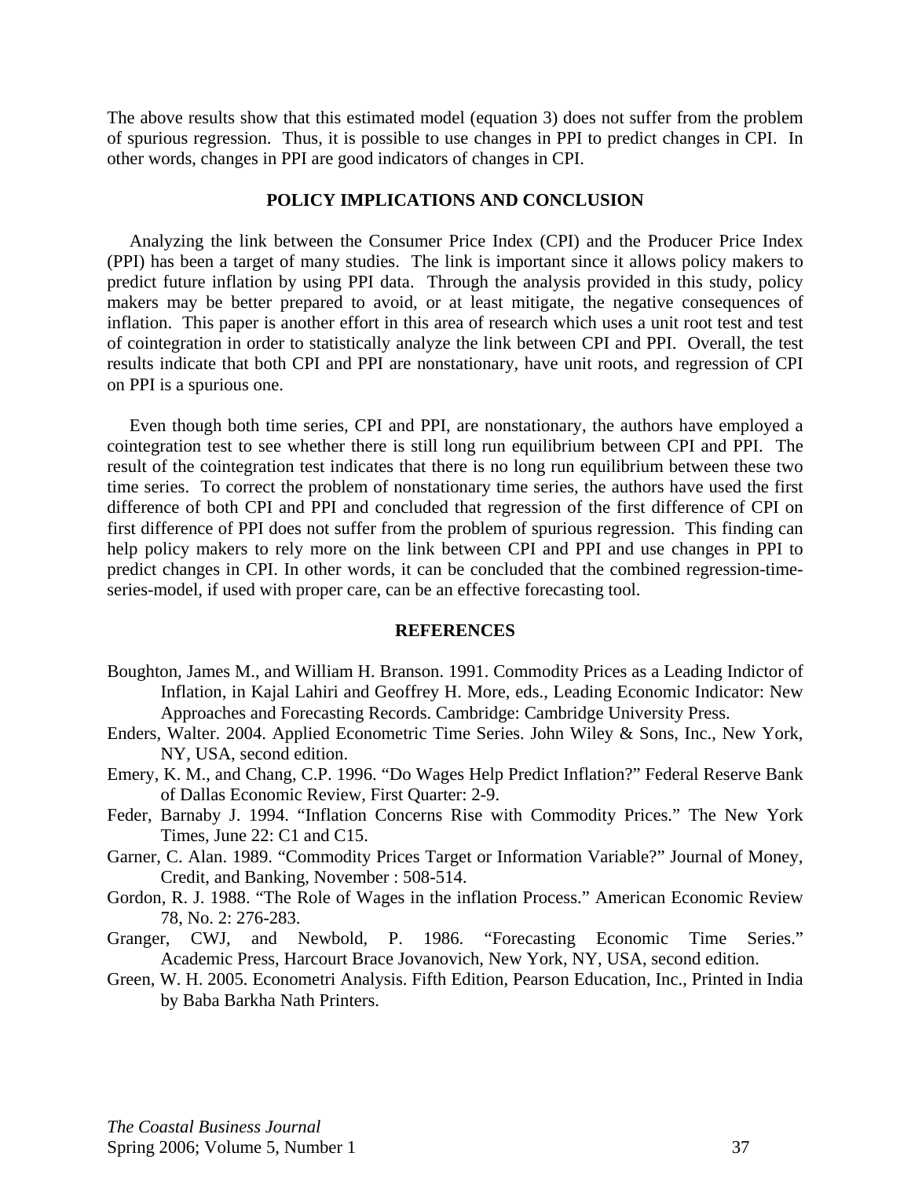The above results show that this estimated model (equation 3) does not suffer from the problem of spurious regression. Thus, it is possible to use changes in PPI to predict changes in CPI. In other words, changes in PPI are good indicators of changes in CPI.

## POLICY IMPLICATIONS AND CONCLUSION

Analyzing the link between the Consumer Price Index (CPI) and the Producer Price Index (PPI) has been a target of many studies. The link is important since it allows policy makers to predict future inflation by using PPI data. Through the analysis provided in this study, policy makers may be better prepared to avoid, or at least mitigate, the negative consequences of inflation. This paper is another effort in this area of research which uses a unit root test and test of cointegration in order to statistically analyze the link between CPI and PPI. Overall, the test results indicate that both CPI and PPI are nonstationary, have unit roots, and regression of CPI on PPI is a spurious one.

Even though both time series, CPI and PPI, are nonstationary, the authors have employed a cointegration test to see whether there is still long run equilibrium between CPI and PPI. The result of the cointegration test indicates that there is no long run equilibrium between these two time series. To correct the problem of nonstationary time series, the authors have used the first difference of both CPI and PPI and concluded that regression of the first difference of CPI on first difference of PPI does not suffer from the problem of spurious regression. This finding can help policy makers to rely more on the link between CPI and PPI and use changes in PPI to predict changes in CPI. In other words, it can be concluded that the combined regression-time-series-model, if used with proper care, can be an effective forecasting tool.

## REFERENCES

Boughton, James M., and William H. Branson. 1991. Commodity Prices as a Leading Indictor of Inflation, in Kajal Lahiri and Geoffrey H. More, eds., Leading Economic Indicator: New Approaches and Forecasting Records. Cambridge: Cambridge University Press.

Enders, Walter. 2004. Applied Econometric Time Series. John Wiley & Sons, Inc., New York, NY, USA, second edition.

Emery, K. M., and Chang, C.P. 1996. "Do Wages Help Predict Inflation?" Federal Reserve Bank of Dallas Economic Review, First Quarter: 2-9.

Feder, Barnaby J. 1994. "Inflation Concerns Rise with Commodity Prices." The New York Times, June 22: C1 and C15.

Garner, C. Alan. 1989. "Commodity Prices Target or Information Variable?" Journal of Money, Credit, and Banking, November : 508-514.

Gordon, R. J. 1988. "The Role of Wages in the inflation Process." American Economic Review 78, No. 2: 276-283.

Granger, CWJ, and Newbold, P. 1986. "Forecasting Economic Time Series." Academic Press, Harcourt Brace Jovanovich, New York, NY, USA, second edition.

Green, W. H. 2005. Econometri Analysis. Fifth Edition, Pearson Education, Inc., Printed in India by Baba Barkha Nath Printers.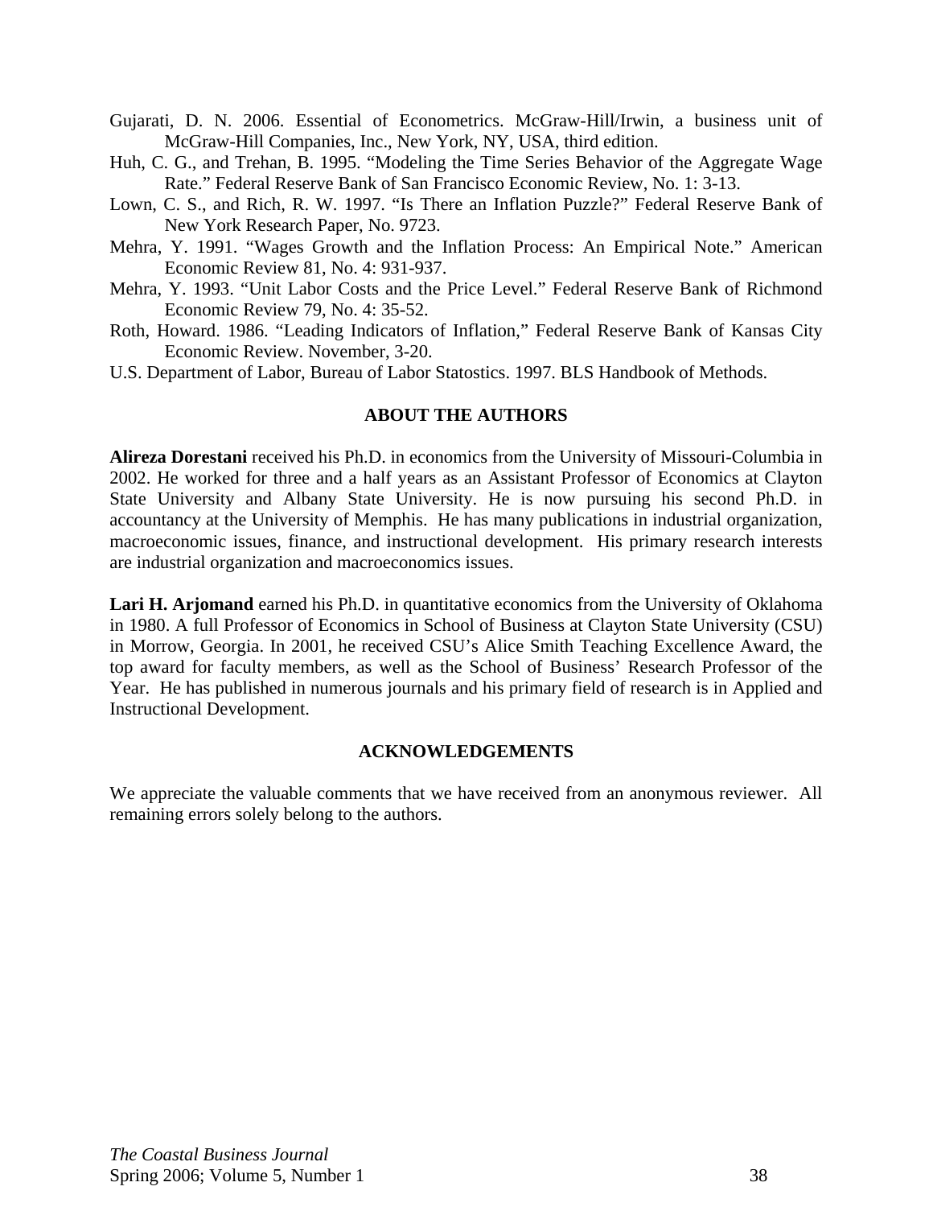Gujarati, D. N. 2006. Essential of Econometrics. McGraw-Hill/Irwin, a business unit of McGraw-Hill Companies, Inc., New York, NY, USA, third edition.

Huh, C. G., and Trehan, B. 1995. "Modeling the Time Series Behavior of the Aggregate Wage Rate." Federal Reserve Bank of San Francisco Economic Review, No. 1: 3-13.

Lown, C. S., and Rich, R. W. 1997. "Is There an Inflation Puzzle?" Federal Reserve Bank of New York Research Paper, No. 9723.

Mehra, Y. 1991. "Wages Growth and the Inflation Process: An Empirical Note." American Economic Review 81, No. 4: 931-937.

Mehra, Y. 1993. "Unit Labor Costs and the Price Level." Federal Reserve Bank of Richmond Economic Review 79, No. 4: 35-52.

Roth, Howard. 1986. "Leading Indicators of Inflation," Federal Reserve Bank of Kansas City Economic Review. November, 3-20.

U.S. Department of Labor, Bureau of Labor Statostics. 1997. BLS Handbook of Methods.

## ABOUT THE AUTHORS

**Alireza Dorestani** received his Ph.D. in economics from the University of Missouri-Columbia in 2002. He worked for three and a half years as an Assistant Professor of Economics at Clayton State University and Albany State University. He is now pursuing his second Ph.D. in accountancy at the University of Memphis. He has many publications in industrial organization, macroeconomic issues, finance, and instructional development. His primary research interests are industrial organization and macroeconomics issues.

**Lari H. Arjomand** earned his Ph.D. in quantitative economics from the University of Oklahoma in 1980. A full Professor of Economics in School of Business at Clayton State University (CSU) in Morrow, Georgia. In 2001, he received CSU's Alice Smith Teaching Excellence Award, the top award for faculty members, as well as the School of Business' Research Professor of the Year. He has published in numerous journals and his primary field of research is in Applied and Instructional Development.

## ACKNOWLEDGEMENTS

We appreciate the valuable comments that we have received from an anonymous reviewer. All remaining errors solely belong to the authors.